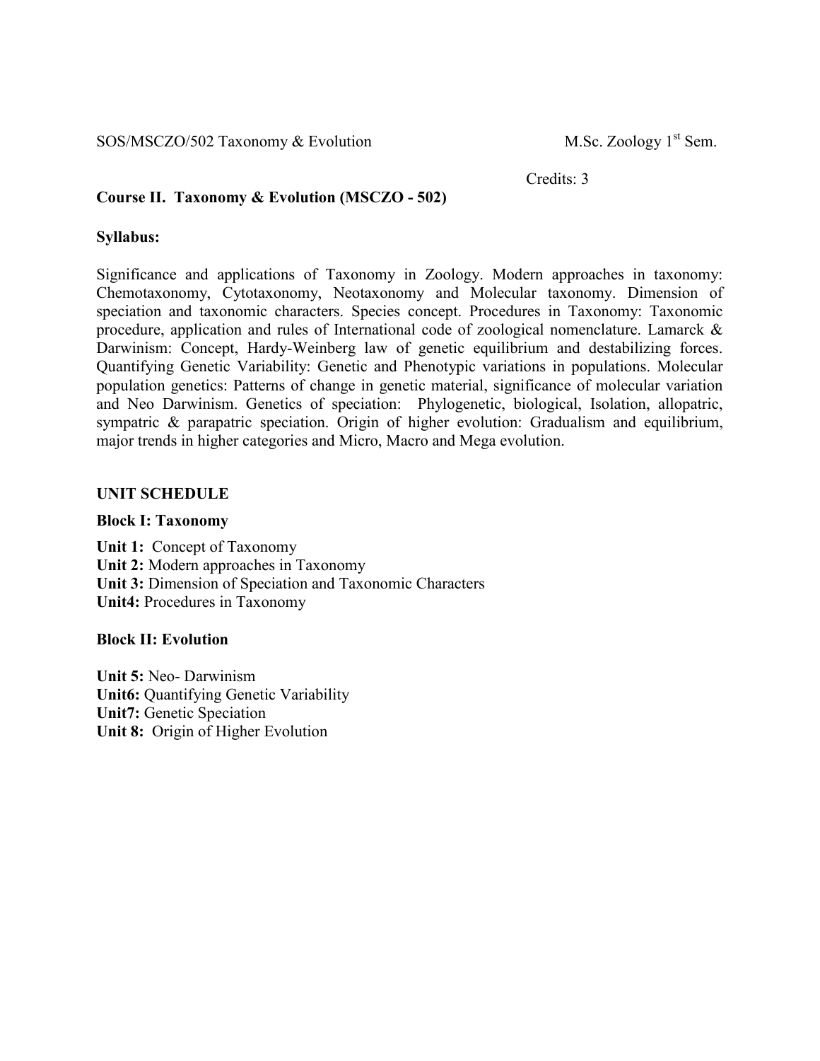SOS/MSCZO/502 Taxonomy & Evolution M.Sc. Zoology 1st Sem.

Credits: 3

**Course II. Taxonomy & Evolution (MSCZO - 502)**

**Syllabus:**

Significance and applications of Taxonomy in Zoology. Modern approaches in taxonomy: Chemotaxonomy, Cytotaxonomy, Neotaxonomy and Molecular taxonomy. Dimension of speciation and taxonomic characters. Species concept. Procedures in Taxonomy: Taxonomic procedure, application and rules of International code of zoological nomenclature. Lamarck & Darwinism: Concept, Hardy-Weinberg law of genetic equilibrium and destabilizing forces. Quantifying Genetic Variability: Genetic and Phenotypic variations in populations. Molecular population genetics: Patterns of change in genetic material, significance of molecular variation and Neo Darwinism. Genetics of speciation: Phylogenetic, biological, Isolation, allopatric, sympatric & parapatric speciation. Origin of higher evolution: Gradualism and equilibrium, major trends in higher categories and Micro, Macro and Mega evolution.

**UNIT SCHEDULE**

**Block I: Taxonomy**

**Unit 1:** Concept of Taxonomy
**Unit 2:** Modern approaches in Taxonomy
**Unit 3:** Dimension of Speciation and Taxonomic Characters
**Unit4:** Procedures in Taxonomy

**Block II: Evolution**

**Unit 5:** Neo- Darwinism
**Unit6:** Quantifying Genetic Variability
**Unit7:** Genetic Speciation
**Unit 8:** Origin of Higher Evolution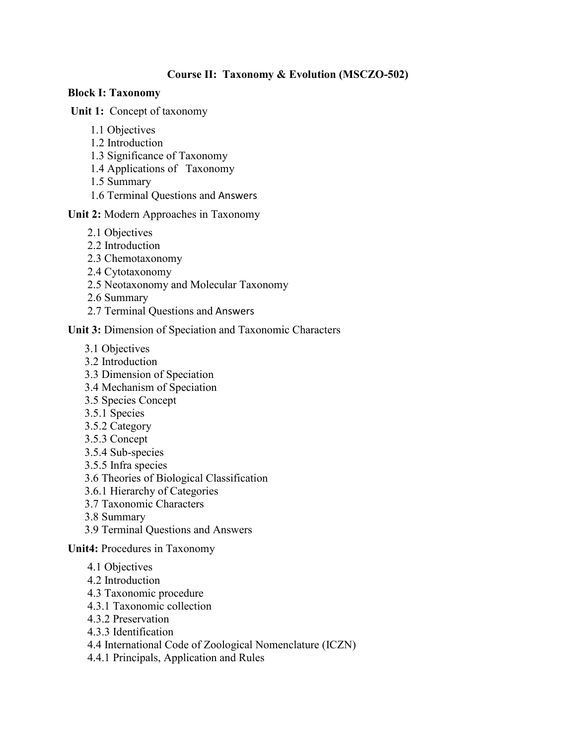**Course II: Taxonomy & Evolution (MSCZO-502)**

**Block I: Taxonomy**

**Unit 1:** Concept of taxonomy

1.1 Objectives
1.2 Introduction
1.3 Significance of Taxonomy
1.4 Applications of Taxonomy
1.5 Summary
1.6 Terminal Questions and Answers

**Unit 2:** Modern Approaches in Taxonomy

2.1 Objectives
2.2 Introduction
2.3 Chemotaxonomy
2.4 Cytotaxonomy
2.5 Neotaxonomy and Molecular Taxonomy
2.6 Summary
2.7 Terminal Questions and Answers

**Unit 3:** Dimension of Speciation and Taxonomic Characters

3.1 Objectives
3.2 Introduction
3.3 Dimension of Speciation
3.4 Mechanism of Speciation
3.5 Species Concept
3.5.1 Species
3.5.2 Category
3.5.3 Concept
3.5.4 Sub-species
3.5.5 Infra species
3.6 Theories of Biological Classification
3.6.1 Hierarchy of Categories
3.7 Taxonomic Characters
3.8 Summary
3.9 Terminal Questions and Answers

**Unit4:** Procedures in Taxonomy

4.1 Objectives
4.2 Introduction
4.3 Taxonomic procedure
4.3.1 Taxonomic collection
4.3.2 Preservation
4.3.3 Identification
4.4 International Code of Zoological Nomenclature (ICZN)
4.4.1 Principals, Application and Rules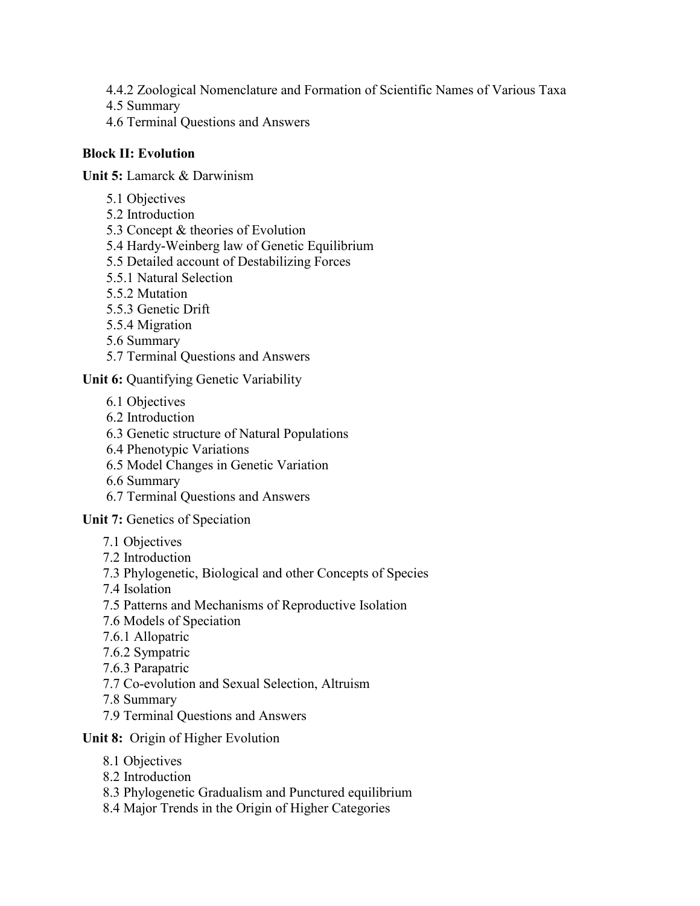4.4.2 Zoological Nomenclature and Formation of Scientific Names of Various Taxa
4.5 Summary
4.6 Terminal Questions and Answers

**Block II: Evolution**

**Unit 5:** Lamarck & Darwinism

5.1 Objectives
5.2 Introduction
5.3 Concept & theories of Evolution
5.4 Hardy-Weinberg law of Genetic Equilibrium
5.5 Detailed account of Destabilizing Forces
5.5.1 Natural Selection
5.5.2 Mutation
5.5.3 Genetic Drift
5.5.4 Migration
5.6 Summary
5.7 Terminal Questions and Answers

**Unit 6:** Quantifying Genetic Variability

6.1 Objectives
6.2 Introduction
6.3 Genetic structure of Natural Populations
6.4 Phenotypic Variations
6.5 Model Changes in Genetic Variation
6.6 Summary
6.7 Terminal Questions and Answers

**Unit 7:** Genetics of Speciation

7.1 Objectives
7.2 Introduction
7.3 Phylogenetic, Biological and other Concepts of Species
7.4 Isolation
7.5 Patterns and Mechanisms of Reproductive Isolation
7.6 Models of Speciation
7.6.1 Allopatric
7.6.2 Sympatric
7.6.3 Parapatric
7.7 Co-evolution and Sexual Selection, Altruism
7.8 Summary
7.9 Terminal Questions and Answers

**Unit 8:** Origin of Higher Evolution

8.1 Objectives
8.2 Introduction
8.3 Phylogenetic Gradualism and Punctured equilibrium
8.4 Major Trends in the Origin of Higher Categories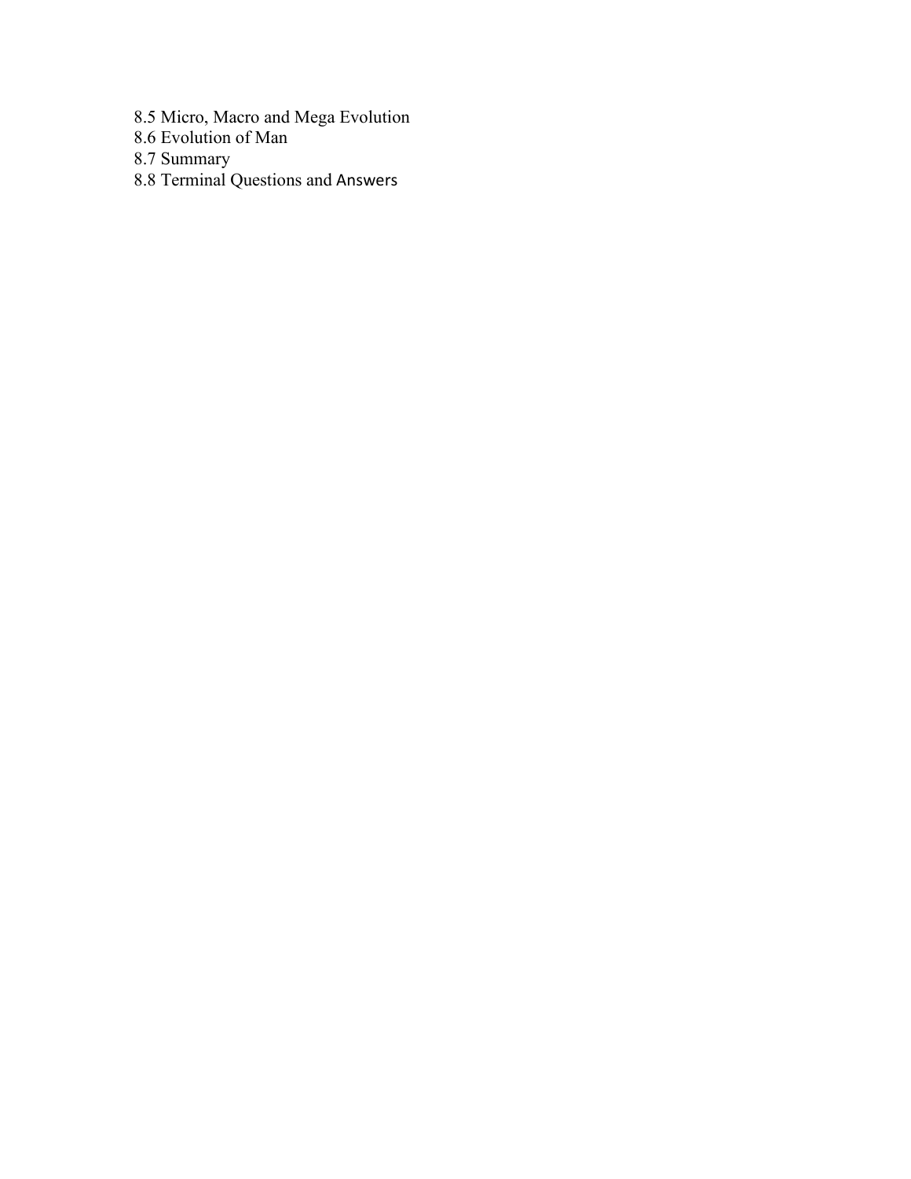8.5 Micro, Macro and Mega Evolution
8.6 Evolution of Man
8.7 Summary
8.8 Terminal Questions and Answers